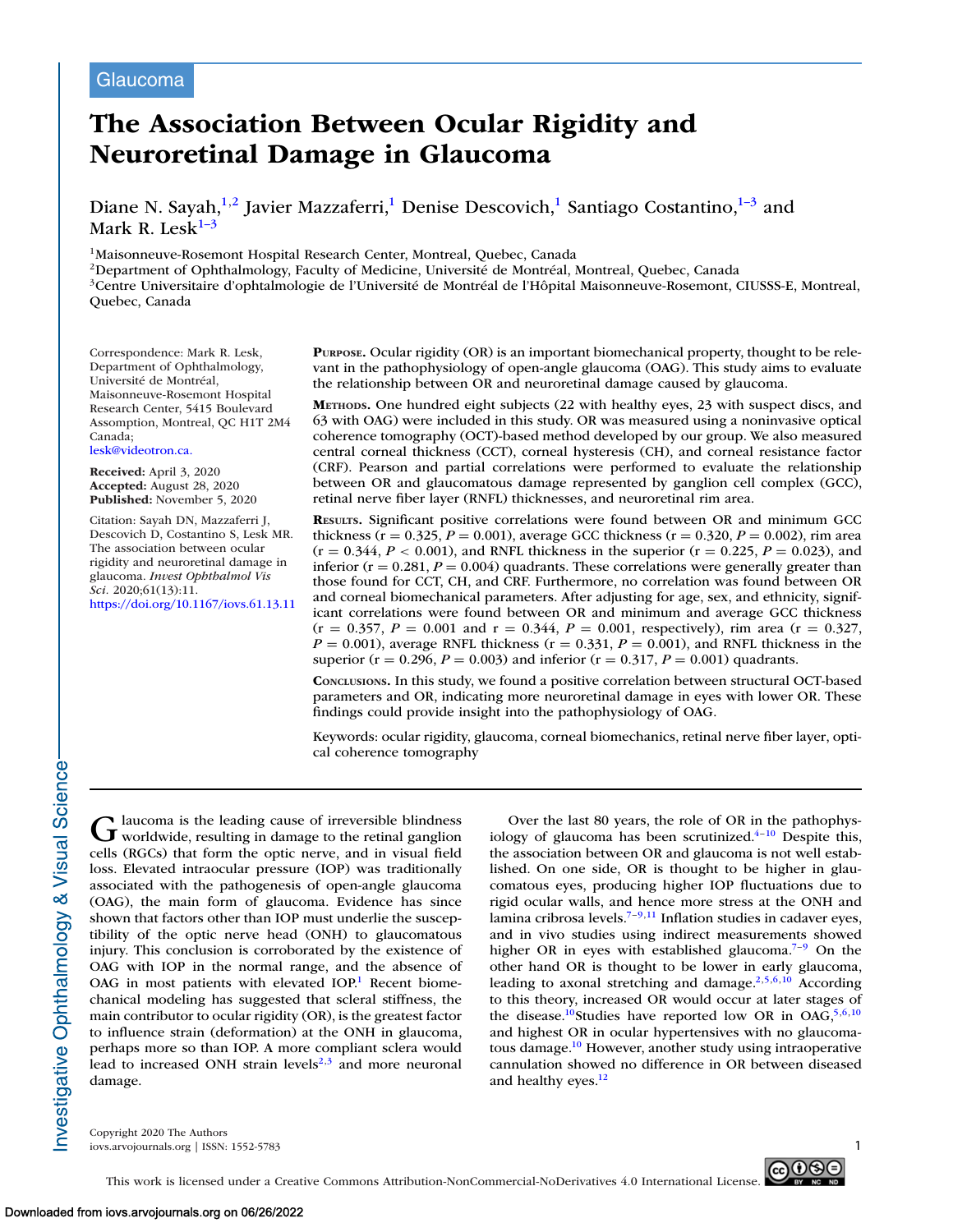Glaucoma

# The Association Between Ocular Rigidity and Neuroretinal Damage in Glaucoma

Diane N. Sayah,[1,2] Javier Mazzaferri,[1] Denise Descovich,[1] Santiago Costantino,[1–3] and Mark R. Lesk[1–3]

[1]Maisonneuve-Rosemont Hospital Research Center, Montreal, Quebec, Canada
[2]Department of Ophthalmology, Faculty of Medicine, Université de Montréal, Montreal, Quebec, Canada
[3]Centre Universitaire d'ophtalmologie de l'Université de Montréal de l'Hôpital Maisonneuve-Rosemont, CIUSSS-E, Montreal, Quebec, Canada

Correspondence: Mark R. Lesk, Department of Ophthalmology, Université de Montréal, Maisonneuve-Rosemont Hospital Research Center, 5415 Boulevard Assomption, Montreal, QC H1T 2M4 Canada;
lesk@videotron.ca.

**Received:** April 3, 2020
**Accepted:** August 28, 2020
**Published:** November 5, 2020

Citation: Sayah DN, Mazzaferri J, Descovich D, Costantino S, Lesk MR. The association between ocular rigidity and neuroretinal damage in glaucoma. *Invest Ophthalmol Vis Sci.* 2020;61(13):11.
https://doi.org/10.1167/iovs.61.13.11

**Purpose.** Ocular rigidity (OR) is an important biomechanical property, thought to be relevant in the pathophysiology of open-angle glaucoma (OAG). This study aims to evaluate the relationship between OR and neuroretinal damage caused by glaucoma.

**Methods.** One hundred eight subjects (22 with healthy eyes, 23 with suspect discs, and 63 with OAG) were included in this study. OR was measured using a noninvasive optical coherence tomography (OCT)-based method developed by our group. We also measured central corneal thickness (CCT), corneal hysteresis (CH), and corneal resistance factor (CRF). Pearson and partial correlations were performed to evaluate the relationship between OR and glaucomatous damage represented by ganglion cell complex (GCC), retinal nerve fiber layer (RNFL) thicknesses, and neuroretinal rim area.

**Results.** Significant positive correlations were found between OR and minimum GCC thickness ($r = 0.325$, $P = 0.001$), average GCC thickness ($r = 0.320$, $P = 0.002$), rim area ($r = 0.344$, $P < 0.001$), and RNFL thickness in the superior ($r = 0.225$, $P = 0.023$), and inferior ($r = 0.281$, $P = 0.004$) quadrants. These correlations were generally greater than those found for CCT, CH, and CRF. Furthermore, no correlation was found between OR and corneal biomechanical parameters. After adjusting for age, sex, and ethnicity, significant correlations were found between OR and minimum and average GCC thickness ($r = 0.357$, $P = 0.001$ and $r = 0.344$, $P = 0.001$, respectively), rim area ($r = 0.327$, $P = 0.001$), average RNFL thickness ($r = 0.331$, $P = 0.001$), and RNFL thickness in the superior ($r = 0.296$, $P = 0.003$) and inferior ($r = 0.317$, $P = 0.001$) quadrants.

**Conclusions.** In this study, we found a positive correlation between structural OCT-based parameters and OR, indicating more neuroretinal damage in eyes with lower OR. These findings could provide insight into the pathophysiology of OAG.

Keywords: ocular rigidity, glaucoma, corneal biomechanics, retinal nerve fiber layer, optical coherence tomography

Glaucoma is the leading cause of irreversible blindness worldwide, resulting in damage to the retinal ganglion cells (RGCs) that form the optic nerve, and in visual field loss. Elevated intraocular pressure (IOP) was traditionally associated with the pathogenesis of open-angle glaucoma (OAG), the main form of glaucoma. Evidence has since shown that factors other than IOP must underlie the susceptibility of the optic nerve head (ONH) to glaucomatous injury. This conclusion is corroborated by the existence of OAG with IOP in the normal range, and the absence of OAG in most patients with elevated IOP.[1] Recent biomechanical modeling has suggested that scleral stiffness, the main contributor to ocular rigidity (OR), is the greatest factor to influence strain (deformation) at the ONH in glaucoma, perhaps more so than IOP. A more compliant sclera would lead to increased ONH strain levels[2,3] and more neuronal damage.

Over the last 80 years, the role of OR in the pathophysiology of glaucoma has been scrutinized.[4–10] Despite this, the association between OR and glaucoma is not well established. On one side, OR is thought to be higher in glaucomatous eyes, producing higher IOP fluctuations due to rigid ocular walls, and hence more stress at the ONH and lamina cribrosa levels.[7–9,11] Inflation studies in cadaver eyes, and in vivo studies using indirect measurements showed higher OR in eyes with established glaucoma.[7–9] On the other hand OR is thought to be lower in early glaucoma, leading to axonal stretching and damage.[2,5,6,10] According to this theory, increased OR would occur at later stages of the disease.[10] Studies have reported low OR in OAG,[5,6,10] and highest OR in ocular hypertensives with no glaucomatous damage.[10] However, another study using intraoperative cannulation showed no difference in OR between diseased and healthy eyes.[12]

Copyright 2020 The Authors
iovs.arvojournals.org | ISSN: 1552-5783

This work is licensed under a Creative Commons Attribution-NonCommercial-NoDerivatives 4.0 International License.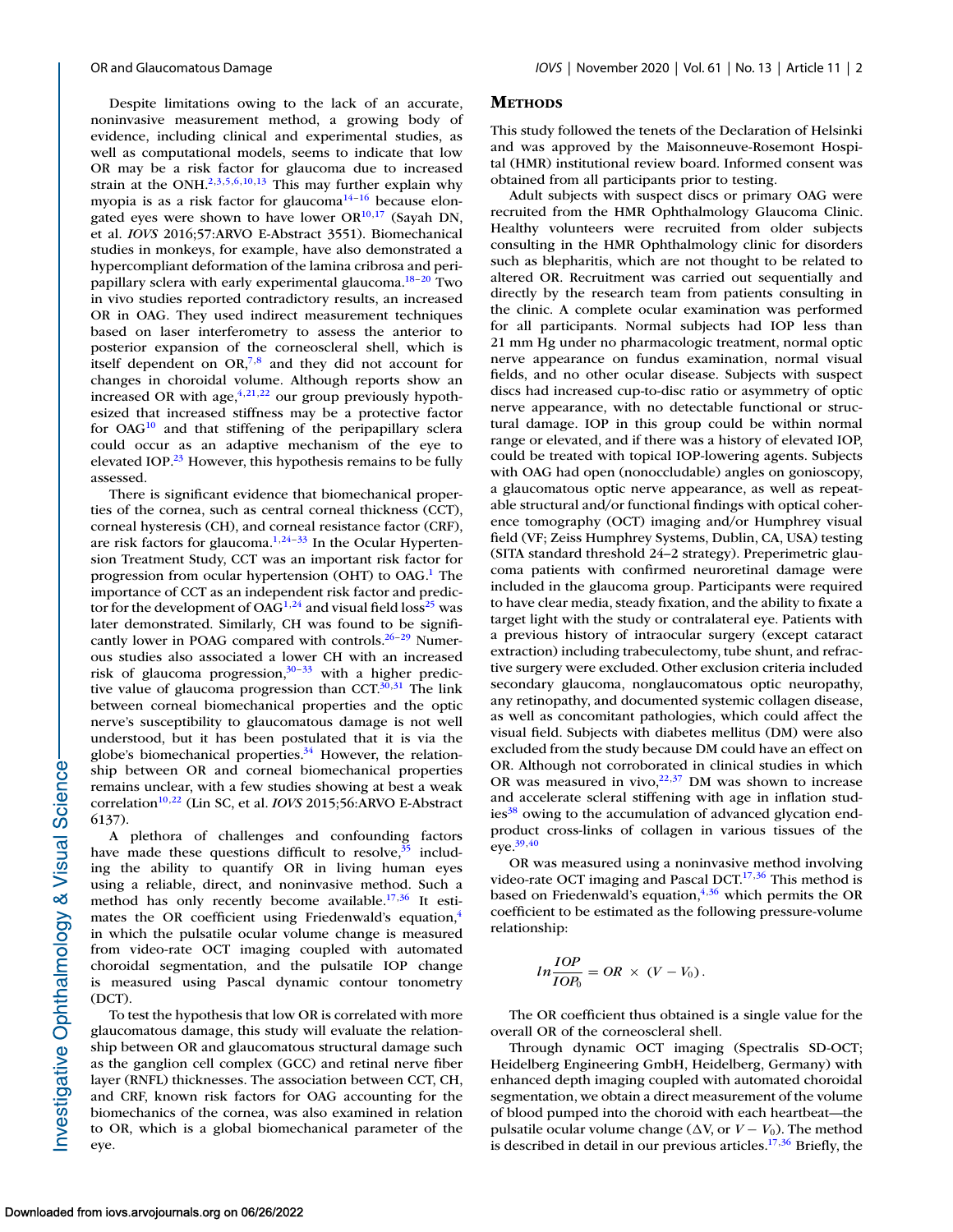Despite limitations owing to the lack of an accurate, noninvasive measurement method, a growing body of evidence, including clinical and experimental studies, as well as computational models, seems to indicate that low OR may be a risk factor for glaucoma due to increased strain at the ONH.[2,3,5,6,10,13] This may further explain why myopia is as a risk factor for glaucoma[14–16] because elongated eyes were shown to have lower OR[10,17] (Sayah DN, et al. *IOVS* 2016;57:ARVO E-Abstract 3551). Biomechanical studies in monkeys, for example, have also demonstrated a hypercompliant deformation of the lamina cribrosa and peripapillary sclera with early experimental glaucoma.[18–20] Two in vivo studies reported contradictory results, an increased OR in OAG. They used indirect measurement techniques based on laser interferometry to assess the anterior to posterior expansion of the corneoscleral shell, which is itself dependent on OR,[7,8] and they did not account for changes in choroidal volume. Although reports show an increased OR with age,[4,21,22] our group previously hypothesized that increased stiffness may be a protective factor for OAG[10] and that stiffening of the peripapillary sclera could occur as an adaptive mechanism of the eye to elevated IOP.[23] However, this hypothesis remains to be fully assessed.

There is significant evidence that biomechanical properties of the cornea, such as central corneal thickness (CCT), corneal hysteresis (CH), and corneal resistance factor (CRF), are risk factors for glaucoma.[1,24–33] In the Ocular Hypertension Treatment Study, CCT was an important risk factor for progression from ocular hypertension (OHT) to OAG.[1] The importance of CCT as an independent risk factor and predictor for the development of OAG[1,24] and visual field loss[25] was later demonstrated. Similarly, CH was found to be significantly lower in POAG compared with controls.[26–29] Numerous studies also associated a lower CH with an increased risk of glaucoma progression,[30–33] with a higher predictive value of glaucoma progression than CCT.[30,31] The link between corneal biomechanical properties and the optic nerve's susceptibility to glaucomatous damage is not well understood, but it has been postulated that it is via the globe's biomechanical properties.[34] However, the relationship between OR and corneal biomechanical properties remains unclear, with a few studies showing at best a weak correlation[10,22] (Lin SC, et al. *IOVS* 2015;56:ARVO E-Abstract 6137).

A plethora of challenges and confounding factors have made these questions difficult to resolve,[35] including the ability to quantify OR in living human eyes using a reliable, direct, and noninvasive method. Such a method has only recently become available.[17,36] It estimates the OR coefficient using Friedenwald's equation,[4] in which the pulsatile ocular volume change is measured from video-rate OCT imaging coupled with automated choroidal segmentation, and the pulsatile IOP change is measured using Pascal dynamic contour tonometry (DCT).

To test the hypothesis that low OR is correlated with more glaucomatous damage, this study will evaluate the relationship between OR and glaucomatous structural damage such as the ganglion cell complex (GCC) and retinal nerve fiber layer (RNFL) thicknesses. The association between CCT, CH, and CRF, known risk factors for OAG accounting for the biomechanics of the cornea, was also examined in relation to OR, which is a global biomechanical parameter of the eye.

## Methods

This study followed the tenets of the Declaration of Helsinki and was approved by the Maisonneuve-Rosemont Hospital (HMR) institutional review board. Informed consent was obtained from all participants prior to testing.

Adult subjects with suspect discs or primary OAG were recruited from the HMR Ophthalmology Glaucoma Clinic. Healthy volunteers were recruited from older subjects consulting in the HMR Ophthalmology clinic for disorders such as blepharitis, which are not thought to be related to altered OR. Recruitment was carried out sequentially and directly by the research team from patients consulting in the clinic. A complete ocular examination was performed for all participants. Normal subjects had IOP less than 21 mm Hg under no pharmacologic treatment, normal optic nerve appearance on fundus examination, normal visual fields, and no other ocular disease. Subjects with suspect discs had increased cup-to-disc ratio or asymmetry of optic nerve appearance, with no detectable functional or structural damage. IOP in this group could be within normal range or elevated, and if there was a history of elevated IOP, could be treated with topical IOP-lowering agents. Subjects with OAG had open (nonoccludable) angles on gonioscopy, a glaucomatous optic nerve appearance, as well as repeatable structural and/or functional findings with optical coherence tomography (OCT) imaging and/or Humphrey visual field (VF; Zeiss Humphrey Systems, Dublin, CA, USA) testing (SITA standard threshold 24–2 strategy). Preperimetric glaucoma patients with confirmed neuroretinal damage were included in the glaucoma group. Participants were required to have clear media, steady fixation, and the ability to fixate a target light with the study or contralateral eye. Patients with a previous history of intraocular surgery (except cataract extraction) including trabeculectomy, tube shunt, and refractive surgery were excluded. Other exclusion criteria included secondary glaucoma, nonglaucomatous optic neuropathy, any retinopathy, and documented systemic collagen disease, as well as concomitant pathologies, which could affect the visual field. Subjects with diabetes mellitus (DM) were also excluded from the study because DM could have an effect on OR. Although not corroborated in clinical studies in which OR was measured in vivo,[22,37] DM was shown to increase and accelerate scleral stiffening with age in inflation studies[38] owing to the accumulation of advanced glycation end-product cross-links of collagen in various tissues of the eye.[39,40]

OR was measured using a noninvasive method involving video-rate OCT imaging and Pascal DCT.[17,36] This method is based on Friedenwald's equation,[4,36] which permits the OR coefficient to be estimated as the following pressure-volume relationship:

$$ln\frac{IOP}{IOP_0} = OR \times (V - V_0).$$

The OR coefficient thus obtained is a single value for the overall OR of the corneoscleral shell.

Through dynamic OCT imaging (Spectralis SD-OCT; Heidelberg Engineering GmbH, Heidelberg, Germany) with enhanced depth imaging coupled with automated choroidal segmentation, we obtain a direct measurement of the volume of blood pumped into the choroid with each heartbeat—the pulsatile ocular volume change ($\Delta V$, or $V - V_0$). The method is described in detail in our previous articles.[17,36] Briefly, the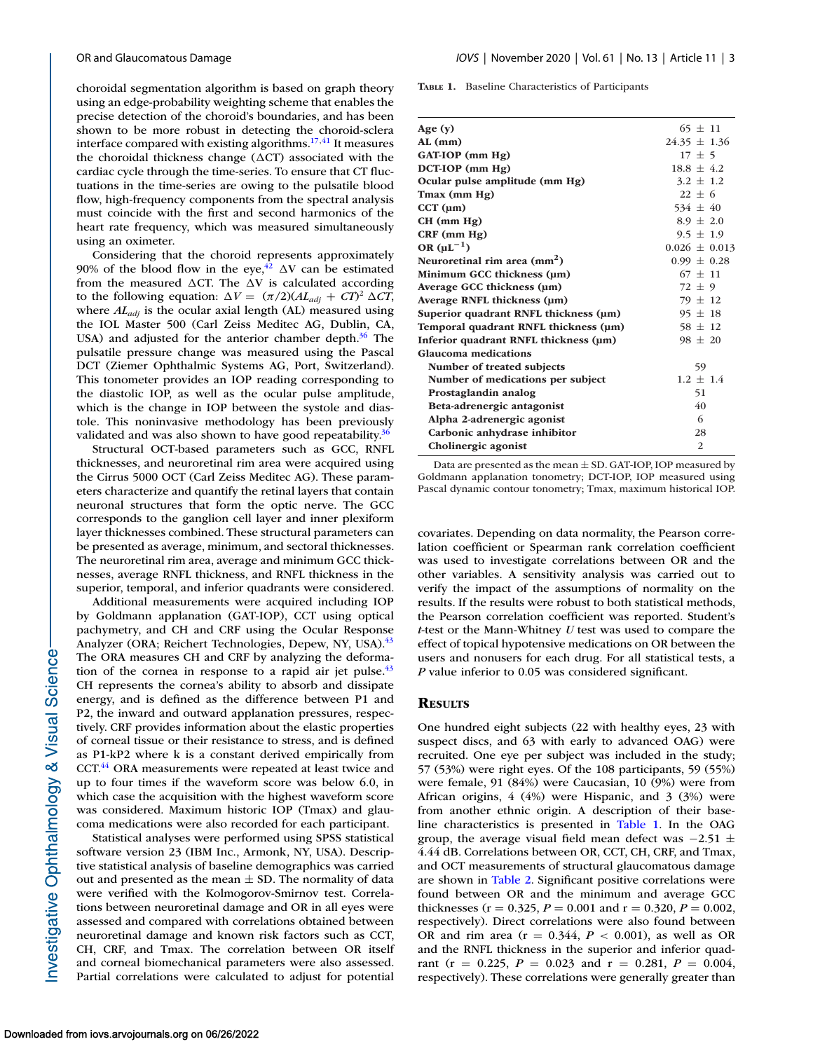choroidal segmentation algorithm is based on graph theory using an edge-probability weighting scheme that enables the precise detection of the choroid's boundaries, and has been shown to be more robust in detecting the choroid-sclera interface compared with existing algorithms.[17,41] It measures the choroidal thickness change (ΔCT) associated with the cardiac cycle through the time-series. To ensure that CT fluctuations in the time-series are owing to the pulsatile blood flow, high-frequency components from the spectral analysis must coincide with the first and second harmonics of the heart rate frequency, which was measured simultaneously using an oximeter.

Considering that the choroid represents approximately 90% of the blood flow in the eye,[42] ΔV can be estimated from the measured ΔCT. The ΔV is calculated according to the following equation: $\Delta V = (\pi/2)(AL_{adj} + CT)^2 \Delta CT$, where $AL_{adj}$ is the ocular axial length (AL) measured using the IOL Master 500 (Carl Zeiss Meditec AG, Dublin, CA, USA) and adjusted for the anterior chamber depth.[36] The pulsatile pressure change was measured using the Pascal DCT (Ziemer Ophthalmic Systems AG, Port, Switzerland). This tonometer provides an IOP reading corresponding to the diastolic IOP, as well as the ocular pulse amplitude, which is the change in IOP between the systole and diastole. This noninvasive methodology has been previously validated and was also shown to have good repeatability.[36]

Structural OCT-based parameters such as GCC, RNFL thicknesses, and neuroretinal rim area were acquired using the Cirrus 5000 OCT (Carl Zeiss Meditec AG). These parameters characterize and quantify the retinal layers that contain neuronal structures that form the optic nerve. The GCC corresponds to the ganglion cell layer and inner plexiform layer thicknesses combined. These structural parameters can be presented as average, minimum, and sectoral thicknesses. The neuroretinal rim area, average and minimum GCC thicknesses, average RNFL thickness, and RNFL thickness in the superior, temporal, and inferior quadrants were considered.

Additional measurements were acquired including IOP by Goldmann applanation (GAT-IOP), CCT using optical pachymetry, and CH and CRF using the Ocular Response Analyzer (ORA; Reichert Technologies, Depew, NY, USA).[43] The ORA measures CH and CRF by analyzing the deformation of the cornea in response to a rapid air jet pulse.[43] CH represents the cornea's ability to absorb and dissipate energy, and is defined as the difference between P1 and P2, the inward and outward applanation pressures, respectively. CRF provides information about the elastic properties of corneal tissue or their resistance to stress, and is defined as P1-kP2 where k is a constant derived empirically from CCT.[44] ORA measurements were repeated at least twice and up to four times if the waveform score was below 6.0, in which case the acquisition with the highest waveform score was considered. Maximum historic IOP (Tmax) and glaucoma medications were also recorded for each participant.

Statistical analyses were performed using SPSS statistical software version 23 (IBM Inc., Armonk, NY, USA). Descriptive statistical analysis of baseline demographics was carried out and presented as the mean ± SD. The normality of data were verified with the Kolmogorov-Smirnov test. Correlations between neuroretinal damage and OR in all eyes were assessed and compared with correlations obtained between neuroretinal damage and known risk factors such as CCT, CH, CRF, and Tmax. The correlation between OR itself and corneal biomechanical parameters were also assessed. Partial correlations were calculated to adjust for potential covariates. Depending on data normality, the Pearson correlation coefficient or Spearman rank correlation coefficient was used to investigate correlations between OR and the other variables. A sensitivity analysis was carried out to verify the impact of the assumptions of normality on the results. If the results were robust to both statistical methods, the Pearson correlation coefficient was reported. Student's *t*-test or the Mann-Whitney *U* test was used to compare the effect of topical hypotensive medications on OR between the users and nonusers for each drug. For all statistical tests, a *P* value inferior to 0.05 was considered significant.

**Table 1.** Baseline Characteristics of Participants

| | |
|---|---|
| **Age (y)** | 65 ± 11 |
| **AL (mm)** | 24.35 ± 1.36 |
| **GAT-IOP (mm Hg)** | 17 ± 5 |
| **DCT-IOP (mm Hg)** | 18.8 ± 4.2 |
| **Ocular pulse amplitude (mm Hg)** | 3.2 ± 1.2 |
| **Tmax (mm Hg)** | 22 ± 6 |
| **CCT (µm)** | 534 ± 40 |
| **CH (mm Hg)** | 8.9 ± 2.0 |
| **CRF (mm Hg)** | 9.5 ± 1.9 |
| **OR ($\mu L^{-1}$)** | 0.026 ± 0.013 |
| **Neuroretinal rim area ($mm^2$)** | 0.99 ± 0.28 |
| **Minimum GCC thickness (µm)** | 67 ± 11 |
| **Average GCC thickness (µm)** | 72 ± 9 |
| **Average RNFL thickness (µm)** | 79 ± 12 |
| **Superior quadrant RNFL thickness (µm)** | 95 ± 18 |
| **Temporal quadrant RNFL thickness (µm)** | 58 ± 12 |
| **Inferior quadrant RNFL thickness (µm)** | 98 ± 20 |
| **Glaucoma medications** | |
| **Number of treated subjects** | 59 |
| **Number of medications per subject** | 1.2 ± 1.4 |
| **Prostaglandin analog** | 51 |
| **Beta-adrenergic antagonist** | 40 |
| **Alpha 2-adrenergic agonist** | 6 |
| **Carbonic anhydrase inhibitor** | 28 |
| **Cholinergic agonist** | 2 |

Data are presented as the mean ± SD. GAT-IOP, IOP measured by Goldmann applanation tonometry; DCT-IOP, IOP measured using Pascal dynamic contour tonometry; Tmax, maximum historical IOP.

## Results

One hundred eight subjects (22 with healthy eyes, 23 with suspect discs, and 63 with early to advanced OAG) were recruited. One eye per subject was included in the study; 57 (53%) were right eyes. Of the 108 participants, 59 (55%) were female, 91 (84%) were Caucasian, 10 (9%) were from African origins, 4 (4%) were Hispanic, and 3 (3%) were from another ethnic origin. A description of their baseline characteristics is presented in Table 1. In the OAG group, the average visual field mean defect was −2.51 ± 4.44 dB. Correlations between OR, CCT, CH, CRF, and Tmax, and OCT measurements of structural glaucomatous damage are shown in Table 2. Significant positive correlations were found between OR and the minimum and average GCC thicknesses ($r = 0.325$, $P = 0.001$ and $r = 0.320$, $P = 0.002$, respectively). Direct correlations were also found between OR and rim area ($r = 0.344$, $P < 0.001$), as well as OR and the RNFL thickness in the superior and inferior quadrant ($r = 0.225$, $P = 0.023$ and $r = 0.281$, $P = 0.004$, respectively). These correlations were generally greater than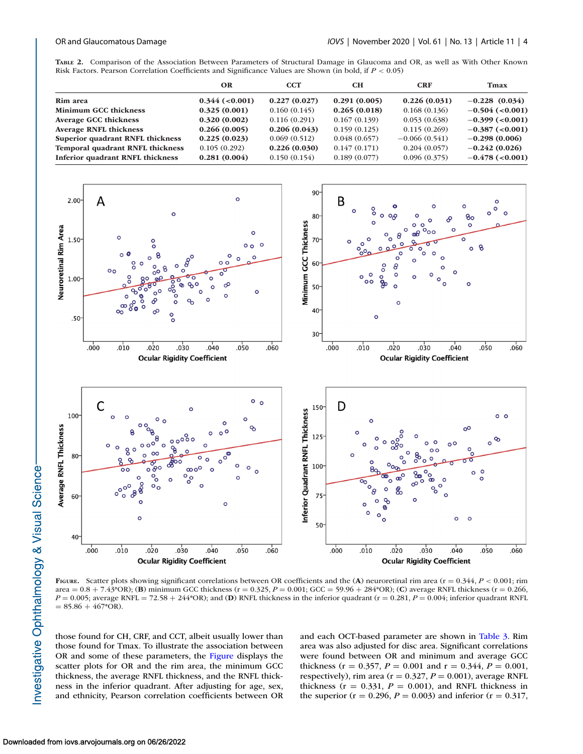**Table 2.** Comparison of the Association Between Parameters of Structural Damage in Glaucoma and OR, as well as With Other Known Risk Factors. Pearson Correlation Coefficients and Significance Values are Shown (in bold, if $P < 0.05$)

| | OR | CCT | CH | CRF | Tmax |
|---|---|---|---|---|---|
| **Rim area** | **0.344 (<0.001)** | **0.227 (0.027)** | **0.291 (0.005)** | **0.226 (0.031)** | **−0.228 (0.034)** |
| **Minimum GCC thickness** | **0.325 (0.001)** | 0.160 (0.145) | **0.265 (0.018)** | 0.168 (0.136) | **−0.504 (<0.001)** |
| **Average GCC thickness** | **0.320 (0.002)** | 0.116 (0.291) | 0.167 (0.139) | 0.053 (0.638) | **−0.399 (<0.001)** |
| **Average RNFL thickness** | **0.266 (0.005)** | **0.206 (0.043)** | 0.159 (0.125) | 0.115 (0.269) | **−0.387 (<0.001)** |
| **Superior quadrant RNFL thickness** | **0.225 (0.023)** | 0.069 (0.512) | 0.048 (0.657) | −0.066 (0.541) | **−0.298 (0.006)** |
| **Temporal quadrant RNFL thickness** | 0.105 (0.292) | **0.226 (0.030)** | 0.147 (0.171) | 0.204 (0.057) | **−0.242 (0.026)** |
| **Inferior quadrant RNFL thickness** | **0.281 (0.004)** | 0.150 (0.154) | 0.189 (0.077) | 0.096 (0.375) | **−0.478 (<0.001)** |

**Figure.** Scatter plots showing significant correlations between OR coefficients and the (**A**) neuroretinal rim area (r = 0.344, $P < 0.001$; rim area = 0.8 + 7.43*OR); (**B**) minimum GCC thickness (r = 0.325, $P = 0.001$; GCC = 59.96 + 284*OR); (**C**) average RNFL thickness (r = 0.266, $P = 0.005$; average RNFL = 72.58 + 244*OR); and (**D**) RNFL thickness in the inferior quadrant (r = 0.281, $P = 0.004$; inferior quadrant RNFL = 85.86 + 467*OR).

those found for CH, CRF, and CCT, albeit usually lower than those found for Tmax. To illustrate the association between OR and some of these parameters, the Figure displays the scatter plots for OR and the rim area, the minimum GCC thickness, the average RNFL thickness, and the RNFL thickness in the inferior quadrant. After adjusting for age, sex, and ethnicity, Pearson correlation coefficients between OR and each OCT-based parameter are shown in Table 3. Rim area was also adjusted for disc area. Significant correlations were found between OR and minimum and average GCC thickness (r = 0.357, $P = 0.001$ and r = 0.344, $P = 0.001$, respectively), rim area (r = 0.327, $P = 0.001$), average RNFL thickness (r = 0.331, $P = 0.001$), and RNFL thickness in the superior (r = 0.296, $P = 0.003$) and inferior (r = 0.317,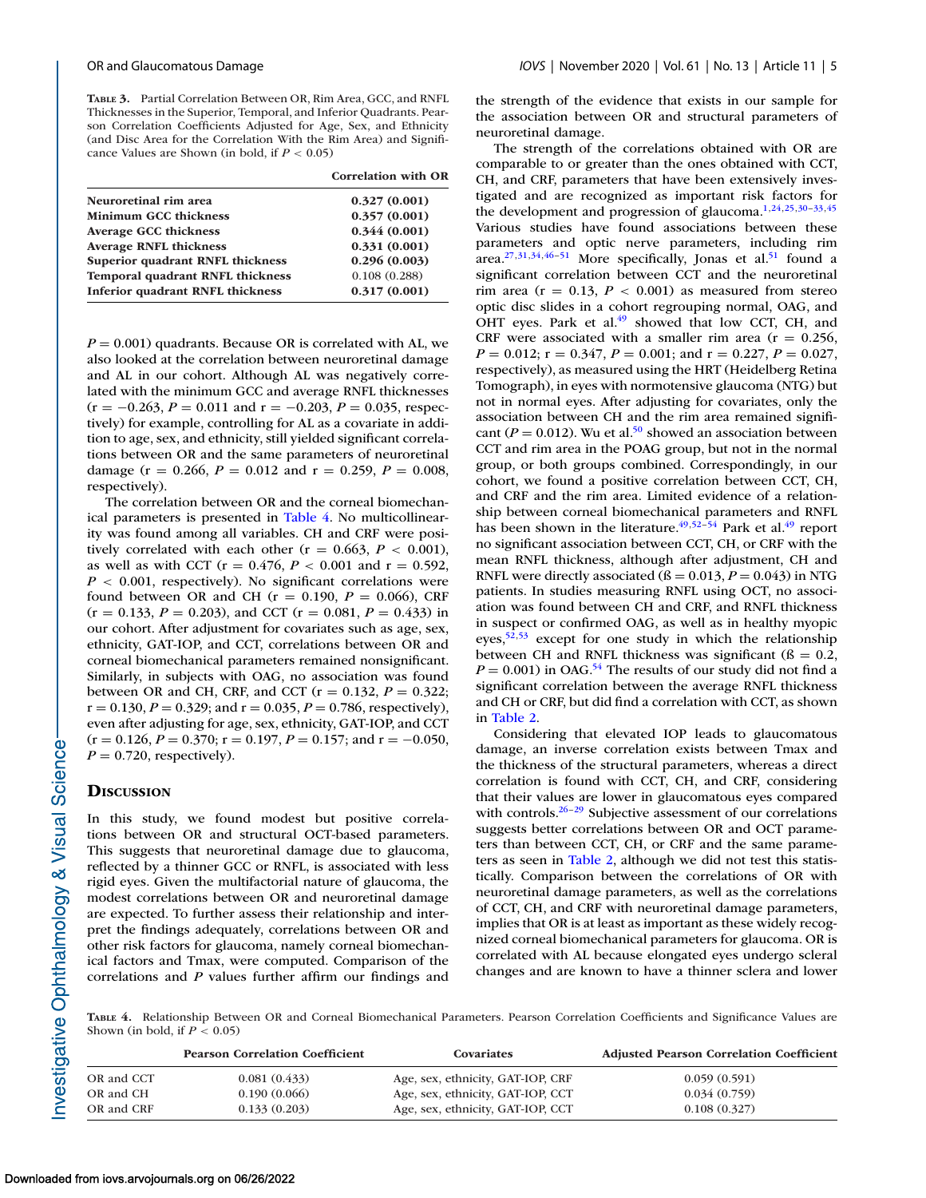**Table 3.** Partial Correlation Between OR, Rim Area, GCC, and RNFL Thicknesses in the Superior, Temporal, and Inferior Quadrants. Pearson Correlation Coefficients Adjusted for Age, Sex, and Ethnicity (and Disc Area for the Correlation With the Rim Area) and Significance Values are Shown (in bold, if $P < 0.05$)

| | Correlation with OR |
|---|---|
| **Neuroretinal rim area** | **0.327 (0.001)** |
| **Minimum GCC thickness** | **0.357 (0.001)** |
| **Average GCC thickness** | **0.344 (0.001)** |
| **Average RNFL thickness** | **0.331 (0.001)** |
| **Superior quadrant RNFL thickness** | **0.296 (0.003)** |
| **Temporal quadrant RNFL thickness** | 0.108 (0.288) |
| **Inferior quadrant RNFL thickness** | **0.317 (0.001)** |

$P = 0.001$) quadrants. Because OR is correlated with AL, we also looked at the correlation between neuroretinal damage and AL in our cohort. Although AL was negatively correlated with the minimum GCC and average RNFL thicknesses ($r = -0.263$, $P = 0.011$ and $r = -0.203$, $P = 0.035$, respectively) for example, controlling for AL as a covariate in addition to age, sex, and ethnicity, still yielded significant correlations between OR and the same parameters of neuroretinal damage ($r = 0.266$, $P = 0.012$ and $r = 0.259$, $P = 0.008$, respectively).

The correlation between OR and the corneal biomechanical parameters is presented in Table 4. No multicollinearity was found among all variables. CH and CRF were positively correlated with each other ($r = 0.663$, $P < 0.001$), as well as with CCT ($r = 0.476$, $P < 0.001$ and $r = 0.592$, $P < 0.001$, respectively). No significant correlations were found between OR and CH ($r = 0.190$, $P = 0.066$), CRF ($r = 0.133$, $P = 0.203$), and CCT ($r = 0.081$, $P = 0.433$) in our cohort. After adjustment for covariates such as age, sex, ethnicity, GAT-IOP, and CCT, correlations between OR and corneal biomechanical parameters remained nonsignificant. Similarly, in subjects with OAG, no association was found between OR and CH, CRF, and CCT ($r = 0.132$, $P = 0.322$; $r = 0.130$, $P = 0.329$; and $r = 0.035$, $P = 0.786$, respectively), even after adjusting for age, sex, ethnicity, GAT-IOP, and CCT ($r = 0.126$, $P = 0.370$; $r = 0.197$, $P = 0.157$; and $r = -0.050$, $P = 0.720$, respectively).

## Discussion

In this study, we found modest but positive correlations between OR and structural OCT-based parameters. This suggests that neuroretinal damage due to glaucoma, reflected by a thinner GCC or RNFL, is associated with less rigid eyes. Given the multifactorial nature of glaucoma, the modest correlations between OR and neuroretinal damage are expected. To further assess their relationship and interpret the findings adequately, correlations between OR and other risk factors for glaucoma, namely corneal biomechanical factors and Tmax, were computed. Comparison of the correlations and $P$ values further affirm our findings and the strength of the evidence that exists in our sample for the association between OR and structural parameters of neuroretinal damage.

The strength of the correlations obtained with OR are comparable to or greater than the ones obtained with CCT, CH, and CRF, parameters that have been extensively investigated and are recognized as important risk factors for the development and progression of glaucoma.[1,24,25,30–33,45] Various studies have found associations between these parameters and optic nerve parameters, including rim area.[27,31,34,46–51] More specifically, Jonas et al.[51] found a significant correlation between CCT and the neuroretinal rim area ($r = 0.13$, $P < 0.001$) as measured from stereo optic disc slides in a cohort regrouping normal, OAG, and OHT eyes. Park et al.[49] showed that low CCT, CH, and CRF were associated with a smaller rim area ($r = 0.256$, $P = 0.012$; $r = 0.347$, $P = 0.001$; and $r = 0.227$, $P = 0.027$, respectively), as measured using the HRT (Heidelberg Retina Tomograph), in eyes with normotensive glaucoma (NTG) but not in normal eyes. After adjusting for covariates, only the association between CH and the rim area remained significant ($P = 0.012$). Wu et al.[50] showed an association between CCT and rim area in the POAG group, but not in the normal group, or both groups combined. Correspondingly, in our cohort, we found a positive correlation between CCT, CH, and CRF and the rim area. Limited evidence of a relationship between corneal biomechanical parameters and RNFL has been shown in the literature.[49,52–54] Park et al.[49] report no significant association between CCT, CH, or CRF with the mean RNFL thickness, although after adjustment, CH and RNFL were directly associated ($\beta = 0.013$, $P = 0.043$) in NTG patients. In studies measuring RNFL using OCT, no association was found between CH and CRF, and RNFL thickness in suspect or confirmed OAG, as well as in healthy myopic eyes,[52,53] except for one study in which the relationship between CH and RNFL thickness was significant ($\beta = 0.2$, $P = 0.001$) in OAG.[54] The results of our study did not find a significant correlation between the average RNFL thickness and CH or CRF, but did find a correlation with CCT, as shown in Table 2.

Considering that elevated IOP leads to glaucomatous damage, an inverse correlation exists between Tmax and the thickness of the structural parameters, whereas a direct correlation is found with CCT, CH, and CRF, considering that their values are lower in glaucomatous eyes compared with controls.[26–29] Subjective assessment of our correlations suggests better correlations between OR and OCT parameters than between CCT, CH, or CRF and the same parameters as seen in Table 2, although we did not test this statistically. Comparison between the correlations of OR with neuroretinal damage parameters, as well as the correlations of CCT, CH, and CRF with neuroretinal damage parameters, implies that OR is at least as important as these widely recognized corneal biomechanical parameters for glaucoma. OR is correlated with AL because elongated eyes undergo scleral changes and are known to have a thinner sclera and lower

**Table 4.** Relationship Between OR and Corneal Biomechanical Parameters. Pearson Correlation Coefficients and Significance Values are Shown (in bold, if $P < 0.05$)

| | Pearson Correlation Coefficient | Covariates | Adjusted Pearson Correlation Coefficient |
|---|---|---|---|
| OR and CCT | 0.081 (0.433) | Age, sex, ethnicity, GAT-IOP, CRF | 0.059 (0.591) |
| OR and CH | 0.190 (0.066) | Age, sex, ethnicity, GAT-IOP, CCT | 0.034 (0.759) |
| OR and CRF | 0.133 (0.203) | Age, sex, ethnicity, GAT-IOP, CCT | 0.108 (0.327) |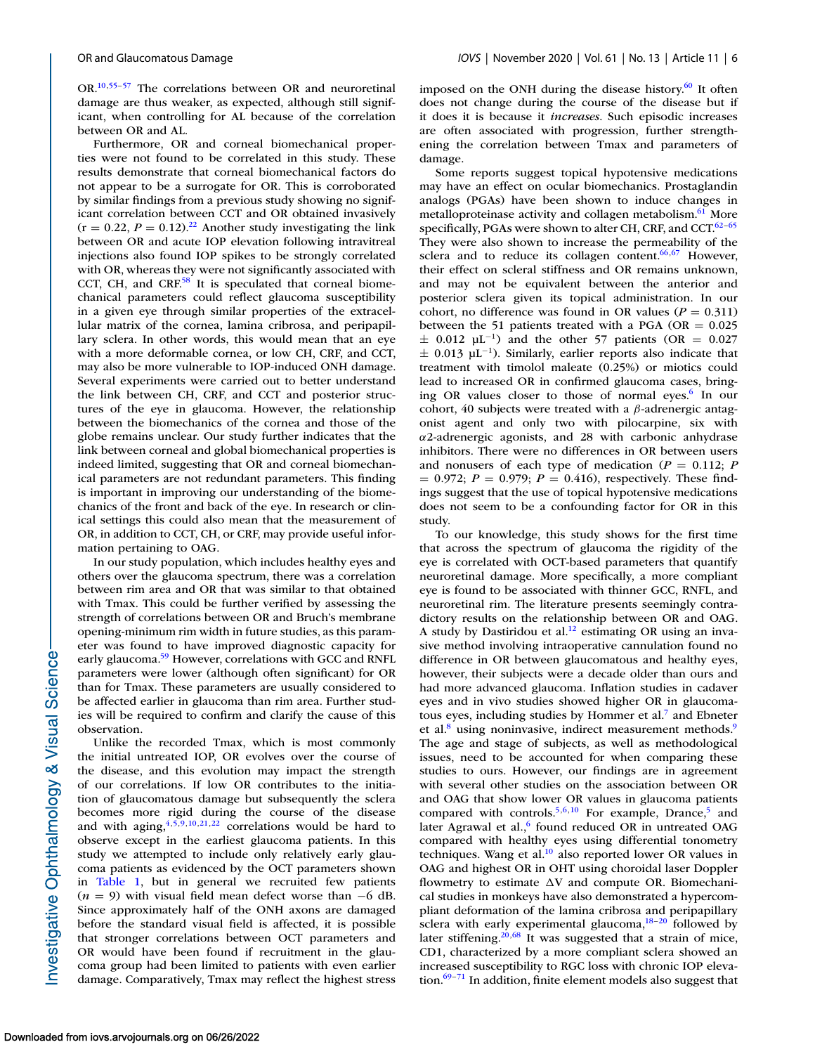OR.[10,55–57] The correlations between OR and neuroretinal damage are thus weaker, as expected, although still significant, when controlling for AL because of the correlation between OR and AL.

Furthermore, OR and corneal biomechanical properties were not found to be correlated in this study. These results demonstrate that corneal biomechanical factors do not appear to be a surrogate for OR. This is corroborated by similar findings from a previous study showing no significant correlation between CCT and OR obtained invasively ($r = 0.22$, $P = 0.12$).[22] Another study investigating the link between OR and acute IOP elevation following intravitreal injections also found IOP spikes to be strongly correlated with OR, whereas they were not significantly associated with CCT, CH, and CRF.[58] It is speculated that corneal biomechanical parameters could reflect glaucoma susceptibility in a given eye through similar properties of the extracellular matrix of the cornea, lamina cribrosa, and peripapillary sclera. In other words, this would mean that an eye with a more deformable cornea, or low CH, CRF, and CCT, may also be more vulnerable to IOP-induced ONH damage. Several experiments were carried out to better understand the link between CH, CRF, and CCT and posterior structures of the eye in glaucoma. However, the relationship between the biomechanics of the cornea and those of the globe remains unclear. Our study further indicates that the link between corneal and global biomechanical properties is indeed limited, suggesting that OR and corneal biomechanical parameters are not redundant parameters. This finding is important in improving our understanding of the biomechanics of the front and back of the eye. In research or clinical settings this could also mean that the measurement of OR, in addition to CCT, CH, or CRF, may provide useful information pertaining to OAG.

In our study population, which includes healthy eyes and others over the glaucoma spectrum, there was a correlation between rim area and OR that was similar to that obtained with Tmax. This could be further verified by assessing the strength of correlations between OR and Bruch's membrane opening-minimum rim width in future studies, as this parameter was found to have improved diagnostic capacity for early glaucoma.[59] However, correlations with GCC and RNFL parameters were lower (although often significant) for OR than for Tmax. These parameters are usually considered to be affected earlier in glaucoma than rim area. Further studies will be required to confirm and clarify the cause of this observation.

Unlike the recorded Tmax, which is most commonly the initial untreated IOP, OR evolves over the course of the disease, and this evolution may impact the strength of our correlations. If low OR contributes to the initiation of glaucomatous damage but subsequently the sclera becomes more rigid during the course of the disease and with aging,[4,5,9,10,21,22] correlations would be hard to observe except in the earliest glaucoma patients. In this study we attempted to include only relatively early glaucoma patients as evidenced by the OCT parameters shown in Table 1, but in general we recruited few patients ($n = 9$) with visual field mean defect worse than −6 dB. Since approximately half of the ONH axons are damaged before the standard visual field is affected, it is possible that stronger correlations between OCT parameters and OR would have been found if recruitment in the glaucoma group had been limited to patients with even earlier damage. Comparatively, Tmax may reflect the highest stress imposed on the ONH during the disease history.[60] It often does not change during the course of the disease but if it does it is because it *increases*. Such episodic increases are often associated with progression, further strengthening the correlation between Tmax and parameters of damage.

Some reports suggest topical hypotensive medications may have an effect on ocular biomechanics. Prostaglandin analogs (PGAs) have been shown to induce changes in metalloproteinase activity and collagen metabolism.[61] More specifically, PGAs were shown to alter CH, CRF, and CCT.[62–65] They were also shown to increase the permeability of the sclera and to reduce its collagen content.[66,67] However, their effect on scleral stiffness and OR remains unknown, and may not be equivalent between the anterior and posterior sclera given its topical administration. In our cohort, no difference was found in OR values ($P = 0.311$) between the 51 patients treated with a PGA (OR = $0.025 \pm 0.012$ $\mu L^{-1}$) and the other 57 patients (OR = $0.027 \pm 0.013$ $\mu L^{-1}$). Similarly, earlier reports also indicate that treatment with timolol maleate (0.25%) or miotics could lead to increased OR in confirmed glaucoma cases, bringing OR values closer to those of normal eyes.[6] In our cohort, 40 subjects were treated with a $\beta$-adrenergic antagonist agent and only two with pilocarpine, six with $\alpha 2$-adrenergic agonists, and 28 with carbonic anhydrase inhibitors. There were no differences in OR between users and nonusers of each type of medication ($P = 0.112$; $P = 0.972$; $P = 0.979$; $P = 0.416$), respectively. These findings suggest that the use of topical hypotensive medications does not seem to be a confounding factor for OR in this study.

To our knowledge, this study shows for the first time that across the spectrum of glaucoma the rigidity of the eye is correlated with OCT-based parameters that quantify neuroretinal damage. More specifically, a more compliant eye is found to be associated with thinner GCC, RNFL, and neuroretinal rim. The literature presents seemingly contradictory results on the relationship between OR and OAG. A study by Dastiridou et al.[12] estimating OR using an invasive method involving intraoperative cannulation found no difference in OR between glaucomatous and healthy eyes, however, their subjects were a decade older than ours and had more advanced glaucoma. Inflation studies in cadaver eyes and in vivo studies showed higher OR in glaucomatous eyes, including studies by Hommer et al.[7] and Ebneter et al.[8] using noninvasive, indirect measurement methods.[9] The age and stage of subjects, as well as methodological issues, need to be accounted for when comparing these studies to ours. However, our findings are in agreement with several other studies on the association between OR and OAG that show lower OR values in glaucoma patients compared with controls.[5,6,10] For example, Drance,[5] and later Agrawal et al.,[6] found reduced OR in untreated OAG compared with healthy eyes using differential tonometry techniques. Wang et al.[10] also reported lower OR values in OAG and highest OR in OHT using choroidal laser Doppler flowmetry to estimate $\Delta V$ and compute OR. Biomechanical studies in monkeys have also demonstrated a hypercompliant deformation of the lamina cribrosa and peripapillary sclera with early experimental glaucoma,[18–20] followed by later stiffening.[20,68] It was suggested that a strain of mice, CD1, characterized by a more compliant sclera showed an increased susceptibility to RGC loss with chronic IOP elevation.[69–71] In addition, finite element models also suggest that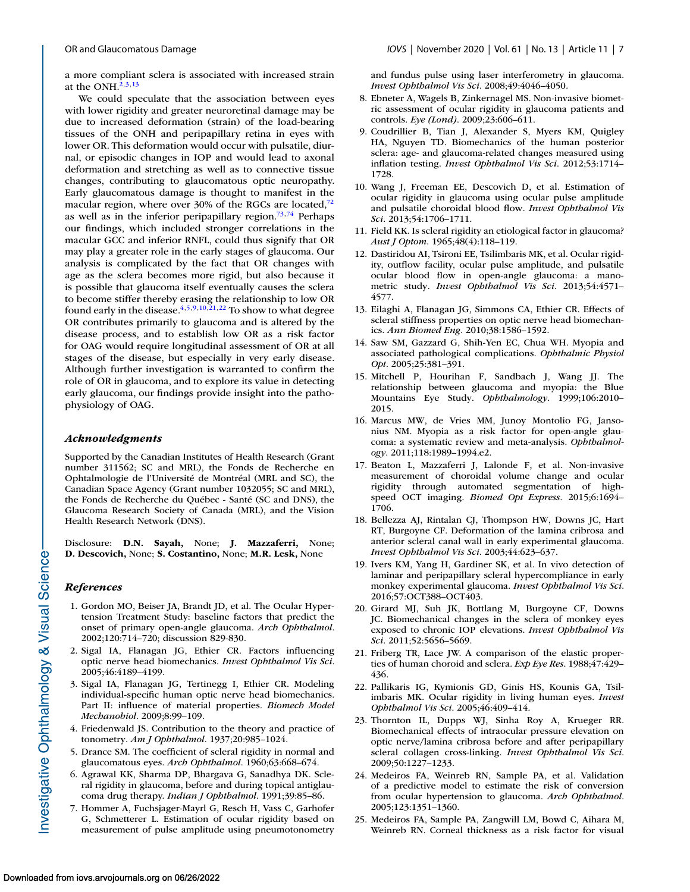a more compliant sclera is associated with increased strain at the ONH.[2,3,13]

We could speculate that the association between eyes with lower rigidity and greater neuroretinal damage may be due to increased deformation (strain) of the load-bearing tissues of the ONH and peripapillary retina in eyes with lower OR. This deformation would occur with pulsatile, diurnal, or episodic changes in IOP and would lead to axonal deformation and stretching as well as to connective tissue changes, contributing to glaucomatous optic neuropathy. Early glaucomatous damage is thought to manifest in the macular region, where over 30% of the RGCs are located,[72] as well as in the inferior peripapillary region.[73,74] Perhaps our findings, which included stronger correlations in the macular GCC and inferior RNFL, could thus signify that OR may play a greater role in the early stages of glaucoma. Our analysis is complicated by the fact that OR changes with age as the sclera becomes more rigid, but also because it is possible that glaucoma itself eventually causes the sclera to become stiffer thereby erasing the relationship to low OR found early in the disease.[4,5,9,10,21,22] To show to what degree OR contributes primarily to glaucoma and is altered by the disease process, and to establish low OR as a risk factor for OAG would require longitudinal assessment of OR at all stages of the disease, but especially in very early disease. Although further investigation is warranted to confirm the role of OR in glaucoma, and to explore its value in detecting early glaucoma, our findings provide insight into the pathophysiology of OAG.

### *Acknowledgments*

Supported by the Canadian Institutes of Health Research (Grant number 311562; SC and MRL), the Fonds de Recherche en Ophtalmologie de l'Université de Montréal (MRL and SC), the Canadian Space Agency (Grant number 1032055; SC and MRL), the Fonds de Recherche du Québec - Santé (SC and DNS), the Glaucoma Research Society of Canada (MRL), and the Vision Health Research Network (DNS).

Disclosure: **D.N. Sayah,** None; **J. Mazzaferri,** None; **D. Descovich,** None; **S. Costantino,** None; **M.R. Lesk,** None

### *References*

1. Gordon MO, Beiser JA, Brandt JD, et al. The Ocular Hypertension Treatment Study: baseline factors that predict the onset of primary open-angle glaucoma. *Arch Ophthalmol*. 2002;120:714–720; discussion 829-830.
2. Sigal IA, Flanagan JG, Ethier CR. Factors influencing optic nerve head biomechanics. *Invest Ophthalmol Vis Sci*. 2005;46:4189–4199.
3. Sigal IA, Flanagan JG, Tertinegg I, Ethier CR. Modeling individual-specific human optic nerve head biomechanics. Part II: influence of material properties. *Biomech Model Mechanobiol*. 2009;8:99–109.
4. Friedenwald JS. Contribution to the theory and practice of tonometry. *Am J Ophthalmol*. 1937;20:985–1024.
5. Drance SM. The coefficient of scleral rigidity in normal and glaucomatous eyes. *Arch Ophthalmol*. 1960;63:668–674.
6. Agrawal KK, Sharma DP, Bhargava G, Sanadhya DK. Scleral rigidity in glaucoma, before and during topical antiglaucoma drug therapy. *Indian J Ophthalmol*. 1991;39:85–86.
7. Hommer A, Fuchsjager-Mayrl G, Resch H, Vass C, Garhofer G, Schmetterer L. Estimation of ocular rigidity based on measurement of pulse amplitude using pneumotonometry and fundus pulse using laser interferometry in glaucoma. *Invest Ophthalmol Vis Sci*. 2008;49:4046–4050.
8. Ebneter A, Wagels B, Zinkernagel MS. Non-invasive biometric assessment of ocular rigidity in glaucoma patients and controls. *Eye (Lond)*. 2009;23:606–611.
9. Coudrillier B, Tian J, Alexander S, Myers KM, Quigley HA, Nguyen TD. Biomechanics of the human posterior sclera: age- and glaucoma-related changes measured using inflation testing. *Invest Ophthalmol Vis Sci*. 2012;53:1714–1728.
10. Wang J, Freeman EE, Descovich D, et al. Estimation of ocular rigidity in glaucoma using ocular pulse amplitude and pulsatile choroidal blood flow. *Invest Ophthalmol Vis Sci*. 2013;54:1706–1711.
11. Field KK. Is scleral rigidity an etiological factor in glaucoma? *Aust J Optom*. 1965;48(4):118–119.
12. Dastiridou AI, Tsironi EE, Tsilimbaris MK, et al. Ocular rigidity, outflow facility, ocular pulse amplitude, and pulsatile ocular blood flow in open-angle glaucoma: a manometric study. *Invest Ophthalmol Vis Sci*. 2013;54:4571–4577.
13. Eilaghi A, Flanagan JG, Simmons CA, Ethier CR. Effects of scleral stiffness properties on optic nerve head biomechanics. *Ann Biomed Eng*. 2010;38:1586–1592.
14. Saw SM, Gazzard G, Shih-Yen EC, Chua WH. Myopia and associated pathological complications. *Ophthalmic Physiol Opt*. 2005;25:381–391.
15. Mitchell P, Hourihan F, Sandbach J, Wang JJ. The relationship between glaucoma and myopia: the Blue Mountains Eye Study. *Ophthalmology*. 1999;106:2010–2015.
16. Marcus MW, de Vries MM, Junoy Montolio FG, Jansonius NM. Myopia as a risk factor for open-angle glaucoma: a systematic review and meta-analysis. *Ophthalmology*. 2011;118:1989–1994.e2.
17. Beaton L, Mazzaferri J, Lalonde F, et al. Non-invasive measurement of choroidal volume change and ocular rigidity through automated segmentation of high-speed OCT imaging. *Biomed Opt Express*. 2015;6:1694–1706.
18. Bellezza AJ, Rintalan CJ, Thompson HW, Downs JC, Hart RT, Burgoyne CF. Deformation of the lamina cribrosa and anterior scleral canal wall in early experimental glaucoma. *Invest Ophthalmol Vis Sci*. 2003;44:623–637.
19. Ivers KM, Yang H, Gardiner SK, et al. In vivo detection of laminar and peripapillary scleral hypercompliance in early monkey experimental glaucoma. *Invest Ophthalmol Vis Sci*. 2016;57:OCT388–OCT403.
20. Girard MJ, Suh JK, Bottlang M, Burgoyne CF, Downs JC. Biomechanical changes in the sclera of monkey eyes exposed to chronic IOP elevations. *Invest Ophthalmol Vis Sci*. 2011;52:5656–5669.
21. Friberg TR, Lace JW. A comparison of the elastic properties of human choroid and sclera. *Exp Eye Res*. 1988;47:429–436.
22. Pallikaris IG, Kymionis GD, Ginis HS, Kounis GA, Tsilimbaris MK. Ocular rigidity in living human eyes. *Invest Ophthalmol Vis Sci*. 2005;46:409–414.
23. Thornton IL, Dupps WJ, Sinha Roy A, Krueger RR. Biomechanical effects of intraocular pressure elevation on optic nerve/lamina cribrosa before and after peripapillary scleral collagen cross-linking. *Invest Ophthalmol Vis Sci*. 2009;50:1227–1233.
24. Medeiros FA, Weinreb RN, Sample PA, et al. Validation of a predictive model to estimate the risk of conversion from ocular hypertension to glaucoma. *Arch Ophthalmol*. 2005;123:1351–1360.
25. Medeiros FA, Sample PA, Zangwill LM, Bowd C, Aihara M, Weinreb RN. Corneal thickness as a risk factor for visual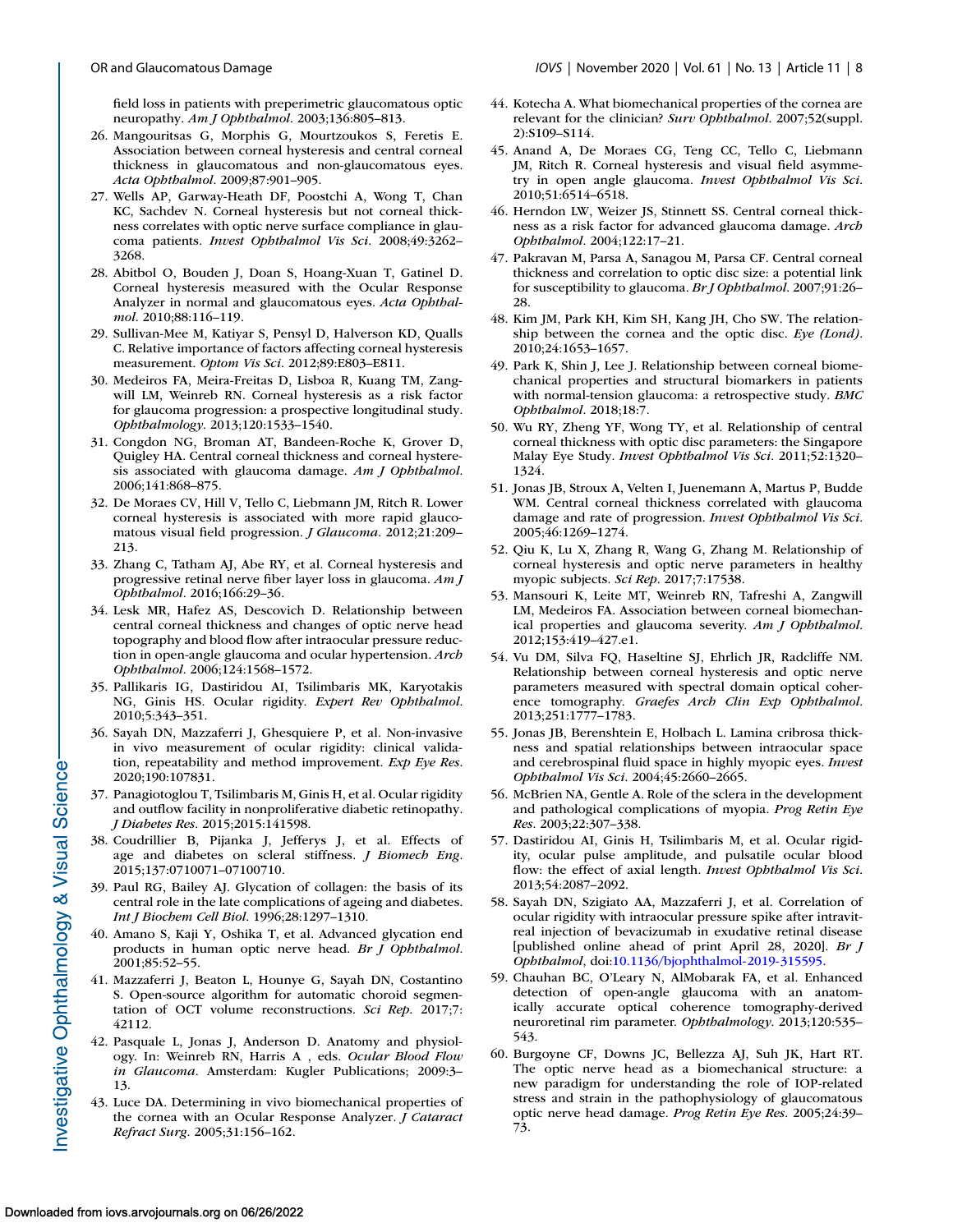field loss in patients with preperimetric glaucomatous optic neuropathy. *Am J Ophthalmol*. 2003;136:805–813.

26. Mangouritsas G, Morphis G, Mourtzoukos S, Feretis E. Association between corneal hysteresis and central corneal thickness in glaucomatous and non-glaucomatous eyes. *Acta Ophthalmol*. 2009;87:901–905.
27. Wells AP, Garway-Heath DF, Poostchi A, Wong T, Chan KC, Sachdev N. Corneal hysteresis but not corneal thickness correlates with optic nerve surface compliance in glaucoma patients. *Invest Ophthalmol Vis Sci*. 2008;49:3262–3268.
28. Abitbol O, Bouden J, Doan S, Hoang-Xuan T, Gatinel D. Corneal hysteresis measured with the Ocular Response Analyzer in normal and glaucomatous eyes. *Acta Ophthalmol*. 2010;88:116–119.
29. Sullivan-Mee M, Katiyar S, Pensyl D, Halverson KD, Qualls C. Relative importance of factors affecting corneal hysteresis measurement. *Optom Vis Sci*. 2012;89:E803–E811.
30. Medeiros FA, Meira-Freitas D, Lisboa R, Kuang TM, Zangwill LM, Weinreb RN. Corneal hysteresis as a risk factor for glaucoma progression: a prospective longitudinal study. *Ophthalmology*. 2013;120:1533–1540.
31. Congdon NG, Broman AT, Bandeen-Roche K, Grover D, Quigley HA. Central corneal thickness and corneal hysteresis associated with glaucoma damage. *Am J Ophthalmol*. 2006;141:868–875.
32. De Moraes CV, Hill V, Tello C, Liebmann JM, Ritch R. Lower corneal hysteresis is associated with more rapid glaucomatous visual field progression. *J Glaucoma*. 2012;21:209–213.
33. Zhang C, Tatham AJ, Abe RY, et al. Corneal hysteresis and progressive retinal nerve fiber layer loss in glaucoma. *Am J Ophthalmol*. 2016;166:29–36.
34. Lesk MR, Hafez AS, Descovich D. Relationship between central corneal thickness and changes of optic nerve head topography and blood flow after intraocular pressure reduction in open-angle glaucoma and ocular hypertension. *Arch Ophthalmol*. 2006;124:1568–1572.
35. Pallikaris IG, Dastiridou AI, Tsilimbaris MK, Karyotakis NG, Ginis HS. Ocular rigidity. *Expert Rev Ophthalmol*. 2010;5:343–351.
36. Sayah DN, Mazzaferri J, Ghesquiere P, et al. Non-invasive in vivo measurement of ocular rigidity: clinical validation, repeatability and method improvement. *Exp Eye Res*. 2020;190:107831.
37. Panagiotoglou T, Tsilimbaris M, Ginis H, et al. Ocular rigidity and outflow facility in nonproliferative diabetic retinopathy. *J Diabetes Res*. 2015;2015:141598.
38. Coudrillier B, Pijanka J, Jefferys J, et al. Effects of age and diabetes on scleral stiffness. *J Biomech Eng*. 2015;137:0710071–07100710.
39. Paul RG, Bailey AJ. Glycation of collagen: the basis of its central role in the late complications of ageing and diabetes. *Int J Biochem Cell Biol*. 1996;28:1297–1310.
40. Amano S, Kaji Y, Oshika T, et al. Advanced glycation end products in human optic nerve head. *Br J Ophthalmol*. 2001;85:52–55.
41. Mazzaferri J, Beaton L, Hounye G, Sayah DN, Costantino S. Open-source algorithm for automatic choroid segmentation of OCT volume reconstructions. *Sci Rep*. 2017;7:42112.
42. Pasquale L, Jonas J, Anderson D. Anatomy and physiology. In: Weinreb RN, Harris A , eds. *Ocular Blood Flow in Glaucoma*. Amsterdam: Kugler Publications; 2009:3–13.
43. Luce DA. Determining in vivo biomechanical properties of the cornea with an Ocular Response Analyzer. *J Cataract Refract Surg*. 2005;31:156–162.
44. Kotecha A. What biomechanical properties of the cornea are relevant for the clinician? *Surv Ophthalmol*. 2007;52(suppl. 2):S109–S114.
45. Anand A, De Moraes CG, Teng CC, Tello C, Liebmann JM, Ritch R. Corneal hysteresis and visual field asymmetry in open angle glaucoma. *Invest Ophthalmol Vis Sci*. 2010;51:6514–6518.
46. Herndon LW, Weizer JS, Stinnett SS. Central corneal thickness as a risk factor for advanced glaucoma damage. *Arch Ophthalmol*. 2004;122:17–21.
47. Pakravan M, Parsa A, Sanagou M, Parsa CF. Central corneal thickness and correlation to optic disc size: a potential link for susceptibility to glaucoma. *Br J Ophthalmol*. 2007;91:26–28.
48. Kim JM, Park KH, Kim SH, Kang JH, Cho SW. The relationship between the cornea and the optic disc. *Eye (Lond)*. 2010;24:1653–1657.
49. Park K, Shin J, Lee J. Relationship between corneal biomechanical properties and structural biomarkers in patients with normal-tension glaucoma: a retrospective study. *BMC Ophthalmol*. 2018;18:7.
50. Wu RY, Zheng YF, Wong TY, et al. Relationship of central corneal thickness with optic disc parameters: the Singapore Malay Eye Study. *Invest Ophthalmol Vis Sci*. 2011;52:1320–1324.
51. Jonas JB, Stroux A, Velten I, Juenemann A, Martus P, Budde WM. Central corneal thickness correlated with glaucoma damage and rate of progression. *Invest Ophthalmol Vis Sci*. 2005;46:1269–1274.
52. Qiu K, Lu X, Zhang R, Wang G, Zhang M. Relationship of corneal hysteresis and optic nerve parameters in healthy myopic subjects. *Sci Rep*. 2017;7:17538.
53. Mansouri K, Leite MT, Weinreb RN, Tafreshi A, Zangwill LM, Medeiros FA. Association between corneal biomechanical properties and glaucoma severity. *Am J Ophthalmol*. 2012;153:419–427.e1.
54. Vu DM, Silva FQ, Haseltine SJ, Ehrlich JR, Radcliffe NM. Relationship between corneal hysteresis and optic nerve parameters measured with spectral domain optical coherence tomography. *Graefes Arch Clin Exp Ophthalmol*. 2013;251:1777–1783.
55. Jonas JB, Berenshtein E, Holbach L. Lamina cribrosa thickness and spatial relationships between intraocular space and cerebrospinal fluid space in highly myopic eyes. *Invest Ophthalmol Vis Sci*. 2004;45:2660–2665.
56. McBrien NA, Gentle A. Role of the sclera in the development and pathological complications of myopia. *Prog Retin Eye Res*. 2003;22:307–338.
57. Dastiridou AI, Ginis H, Tsilimbaris M, et al. Ocular rigidity, ocular pulse amplitude, and pulsatile ocular blood flow: the effect of axial length. *Invest Ophthalmol Vis Sci*. 2013;54:2087–2092.
58. Sayah DN, Szigiato AA, Mazzaferri J, et al. Correlation of ocular rigidity with intraocular pressure spike after intravitreal injection of bevacizumab in exudative retinal disease [published online ahead of print April 28, 2020]. *Br J Ophthalmol*, doi:10.1136/bjophthalmol-2019-315595.
59. Chauhan BC, O'Leary N, AlMobarak FA, et al. Enhanced detection of open-angle glaucoma with an anatomically accurate optical coherence tomography-derived neuroretinal rim parameter. *Ophthalmology*. 2013;120:535–543.
60. Burgoyne CF, Downs JC, Bellezza AJ, Suh JK, Hart RT. The optic nerve head as a biomechanical structure: a new paradigm for understanding the role of IOP-related stress and strain in the pathophysiology of glaucomatous optic nerve head damage. *Prog Retin Eye Res*. 2005;24:39–73.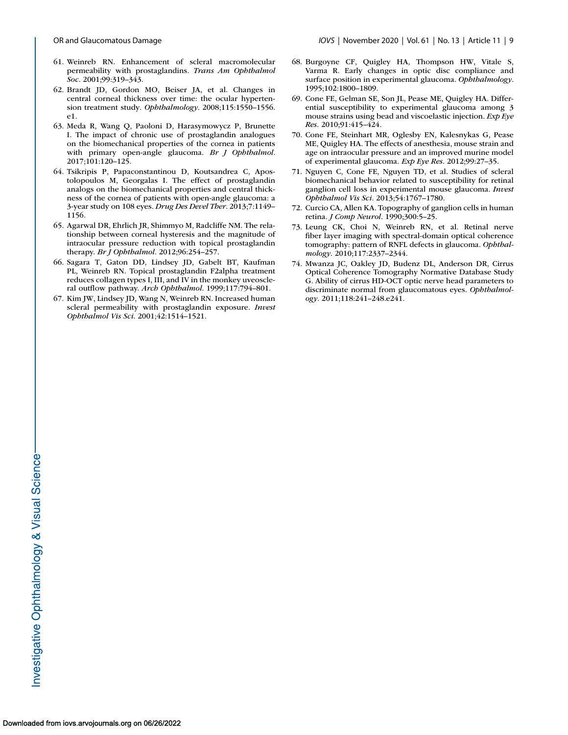61. Weinreb RN. Enhancement of scleral macromolecular permeability with prostaglandins. *Trans Am Ophthalmol Soc*. 2001;99:319–343.
62. Brandt JD, Gordon MO, Beiser JA, et al. Changes in central corneal thickness over time: the ocular hypertension treatment study. *Ophthalmology*. 2008;115:1550–1556. e1.
63. Meda R, Wang Q, Paoloni D, Harasymowycz P, Brunette I. The impact of chronic use of prostaglandin analogues on the biomechanical properties of the cornea in patients with primary open-angle glaucoma. *Br J Ophthalmol*. 2017;101:120–125.
64. Tsikripis P, Papaconstantinou D, Koutsandrea C, Apostolopoulos M, Georgalas I. The effect of prostaglandin analogs on the biomechanical properties and central thickness of the cornea of patients with open-angle glaucoma: a 3-year study on 108 eyes. *Drug Des Devel Ther*. 2013;7:1149–1156.
65. Agarwal DR, Ehrlich JR, Shimmyo M, Radcliffe NM. The relationship between corneal hysteresis and the magnitude of intraocular pressure reduction with topical prostaglandin therapy. *Br J Ophthalmol*. 2012;96:254–257.
66. Sagara T, Gaton DD, Lindsey JD, Gabelt BT, Kaufman PL, Weinreb RN. Topical prostaglandin F2alpha treatment reduces collagen types I, III, and IV in the monkey uveoscleral outflow pathway. *Arch Ophthalmol*. 1999;117:794–801.
67. Kim JW, Lindsey JD, Wang N, Weinreb RN. Increased human scleral permeability with prostaglandin exposure. *Invest Ophthalmol Vis Sci*. 2001;42:1514–1521.
68. Burgoyne CF, Quigley HA, Thompson HW, Vitale S, Varma R. Early changes in optic disc compliance and surface position in experimental glaucoma. *Ophthalmology*. 1995;102:1800–1809.
69. Cone FE, Gelman SE, Son JL, Pease ME, Quigley HA. Differential susceptibility to experimental glaucoma among 3 mouse strains using bead and viscoelastic injection. *Exp Eye Res*. 2010;91:415–424.
70. Cone FE, Steinhart MR, Oglesby EN, Kalesnykas G, Pease ME, Quigley HA. The effects of anesthesia, mouse strain and age on intraocular pressure and an improved murine model of experimental glaucoma. *Exp Eye Res*. 2012;99:27–35.
71. Nguyen C, Cone FE, Nguyen TD, et al. Studies of scleral biomechanical behavior related to susceptibility for retinal ganglion cell loss in experimental mouse glaucoma. *Invest Ophthalmol Vis Sci*. 2013;54:1767–1780.
72. Curcio CA, Allen KA. Topography of ganglion cells in human retina. *J Comp Neurol*. 1990;300:5–25.
73. Leung CK, Choi N, Weinreb RN, et al. Retinal nerve fiber layer imaging with spectral-domain optical coherence tomography: pattern of RNFL defects in glaucoma. *Ophthalmology*. 2010;117:2337–2344.
74. Mwanza JC, Oakley JD, Budenz DL, Anderson DR, Cirrus Optical Coherence Tomography Normative Database Study G. Ability of cirrus HD-OCT optic nerve head parameters to discriminate normal from glaucomatous eyes. *Ophthalmology*. 2011;118:241–248.e241.